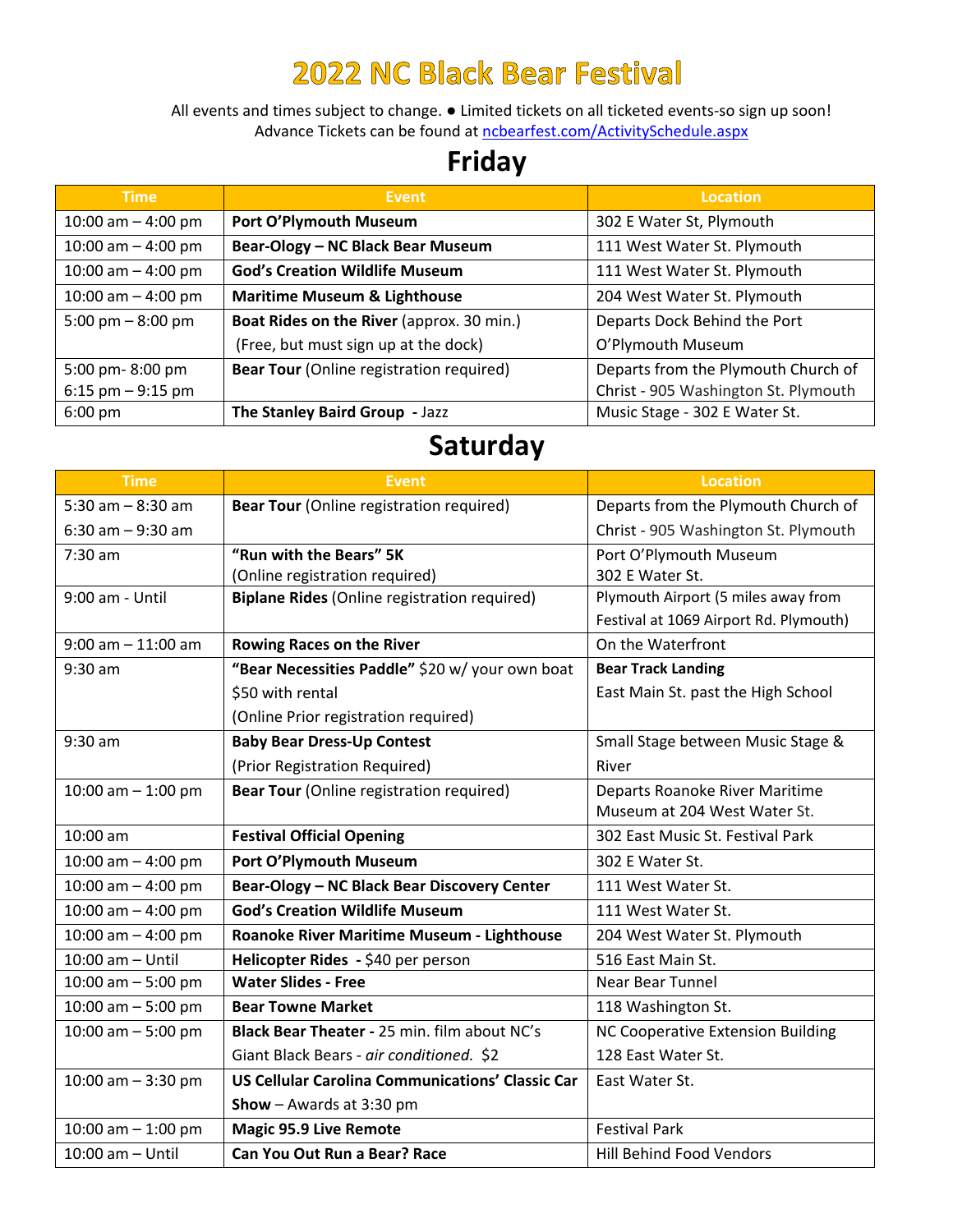# 2022 NC Black Bear Festival

All events and times subject to change. ● Limited tickets on all ticketed events-so sign up soon!
Advance Tickets can be found at ncbearfest.com/ActivitySchedule.aspx

## Friday

| Time | Event | Location |
|---|---|---|
| 10:00 am – 4:00 pm | **Port O'Plymouth Museum** | 302 E Water St, Plymouth |
| 10:00 am – 4:00 pm | **Bear-Ology – NC Black Bear Museum** | 111 West Water St. Plymouth |
| 10:00 am – 4:00 pm | **God's Creation Wildlife Museum** | 111 West Water St. Plymouth |
| 10:00 am – 4:00 pm | **Maritime Museum & Lighthouse** | 204 West Water St. Plymouth |
| 5:00 pm – 8:00 pm | **Boat Rides on the River** (approx. 30 min.) (Free, but must sign up at the dock) | Departs Dock Behind the Port O'Plymouth Museum |
| 5:00 pm- 8:00 pm 6:15 pm – 9:15 pm | **Bear Tour** (Online registration required) | Departs from the Plymouth Church of Christ - 905 Washington St. Plymouth |
| 6:00 pm | **The Stanley Baird Group** - Jazz | Music Stage - 302 E Water St. |

## Saturday

| Time | Event | Location |
|---|---|---|
| 5:30 am – 8:30 am 6:30 am – 9:30 am | **Bear Tour** (Online registration required) | Departs from the Plymouth Church of Christ - 905 Washington St. Plymouth |
| 7:30 am | **"Run with the Bears" 5K** (Online registration required) | Port O'Plymouth Museum 302 E Water St. |
| 9:00 am - Until | **Biplane Rides** (Online registration required) | Plymouth Airport (5 miles away from Festival at 1069 Airport Rd. Plymouth) |
| 9:00 am – 11:00 am | **Rowing Races on the River** | On the Waterfront |
| 9:30 am | **"Bear Necessities Paddle"** $20 w/ your own boat $50 with rental (Online Prior registration required) | **Bear Track Landing** East Main St. past the High School |
| 9:30 am | **Baby Bear Dress-Up Contest** (Prior Registration Required) | Small Stage between Music Stage & River |
| 10:00 am – 1:00 pm | **Bear Tour** (Online registration required) | Departs Roanoke River Maritime Museum at 204 West Water St. |
| 10:00 am | **Festival Official Opening** | 302 East Music St. Festival Park |
| 10:00 am – 4:00 pm | **Port O'Plymouth Museum** | 302 E Water St. |
| 10:00 am – 4:00 pm | **Bear-Ology – NC Black Bear Discovery Center** | 111 West Water St. |
| 10:00 am – 4:00 pm | **God's Creation Wildlife Museum** | 111 West Water St. |
| 10:00 am – 4:00 pm | **Roanoke River Maritime Museum - Lighthouse** | 204 West Water St. Plymouth |
| 10:00 am – Until | **Helicopter Rides** - $40 per person | 516 East Main St. |
| 10:00 am – 5:00 pm | **Water Slides - Free** | Near Bear Tunnel |
| 10:00 am – 5:00 pm | **Bear Towne Market** | 118 Washington St. |
| 10:00 am – 5:00 pm | **Black Bear Theater -** 25 min. film about NC's Giant Black Bears - *air conditioned.* $2 | NC Cooperative Extension Building 128 East Water St. |
| 10:00 am – 3:30 pm | **US Cellular Carolina Communications' Classic Car Show** – Awards at 3:30 pm | East Water St. |
| 10:00 am – 1:00 pm | **Magic 95.9 Live Remote** | Festival Park |
| 10:00 am – Until | **Can You Out Run a Bear? Race** | Hill Behind Food Vendors |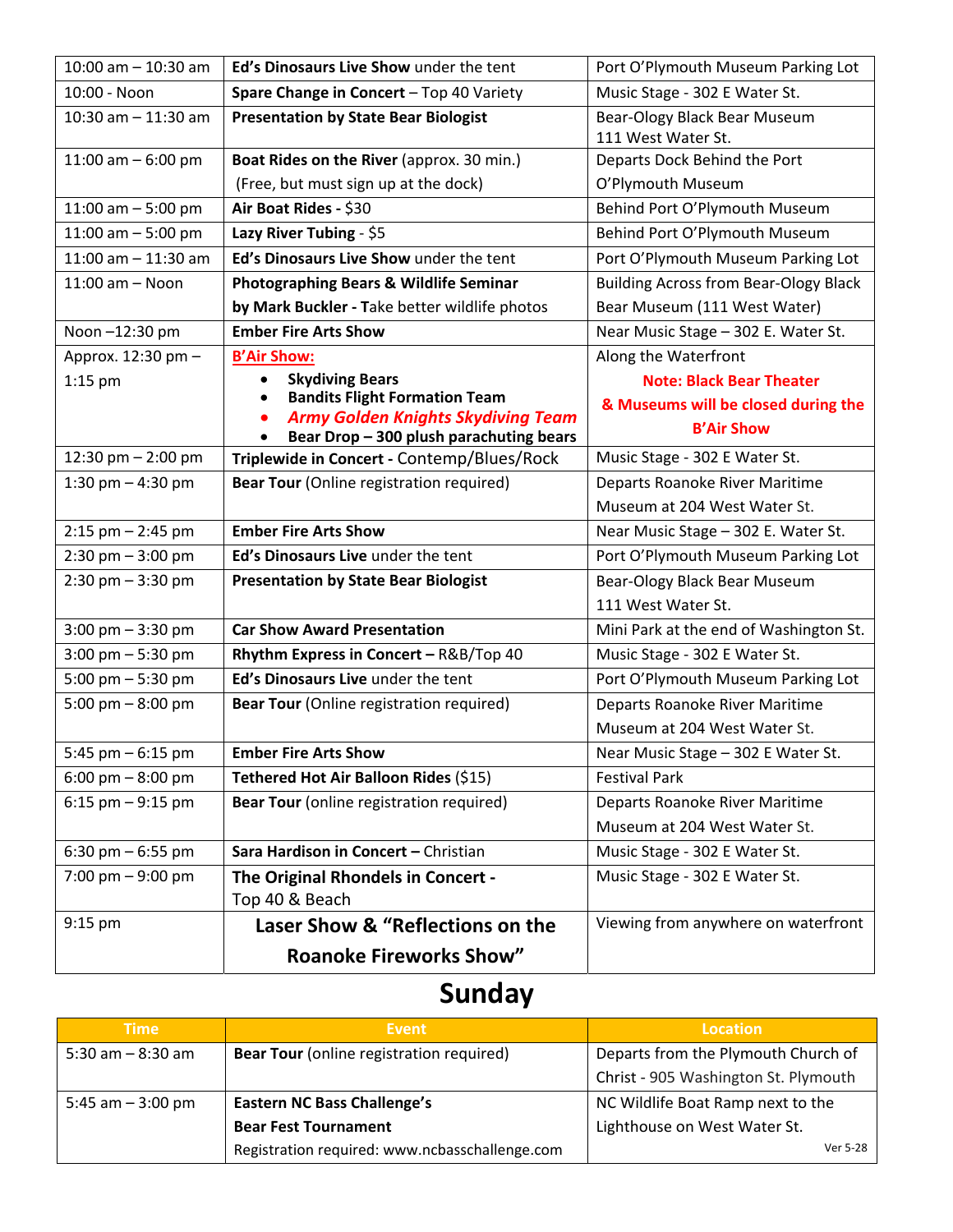| | | |
|---|---|---|
| 10:00 am – 10:30 am | **Ed's Dinosaurs Live Show** under the tent | Port O'Plymouth Museum Parking Lot |
| 10:00 - Noon | **Spare Change in Concert** – Top 40 Variety | Music Stage - 302 E Water St. |
| 10:30 am – 11:30 am | **Presentation by State Bear Biologist** | Bear-Ology Black Bear Museum 111 West Water St. |
| 11:00 am – 6:00 pm | **Boat Rides on the River** (approx. 30 min.) (Free, but must sign up at the dock) | Departs Dock Behind the Port O'Plymouth Museum |
| 11:00 am – 5:00 pm | **Air Boat Rides - $30** | Behind Port O'Plymouth Museum |
| 11:00 am – 5:00 pm | **Lazy River Tubing** - $5 | Behind Port O'Plymouth Museum |
| 11:00 am – 11:30 am | **Ed's Dinosaurs Live Show** under the tent | Port O'Plymouth Museum Parking Lot |
| 11:00 am – Noon | **Photographing Bears & Wildlife Seminar by Mark Buckler -** Take better wildlife photos | Building Across from Bear-Ology Black Bear Museum (111 West Water) |
| Noon –12:30 pm | **Ember Fire Arts Show** | Near Music Stage – 302 E. Water St. |
| Approx. 12:30 pm – 1:15 pm | **B'Air Show:** <br>• **Skydiving Bears** <br>• **Bandits Flight Formation Team** <br>• ***Army Golden Knights Skydiving Team*** <br>• **Bear Drop – 300 plush parachuting bears** | Along the Waterfront <br>**Note: Black Bear Theater & Museums will be closed during the B'Air Show** |
| 12:30 pm – 2:00 pm | **Triplewide in Concert -** Contemp/Blues/Rock | Music Stage - 302 E Water St. |
| 1:30 pm – 4:30 pm | **Bear Tour** (Online registration required) | Departs Roanoke River Maritime Museum at 204 West Water St. |
| 2:15 pm – 2:45 pm | **Ember Fire Arts Show** | Near Music Stage – 302 E. Water St. |
| 2:30 pm – 3:00 pm | **Ed's Dinosaurs Live** under the tent | Port O'Plymouth Museum Parking Lot |
| 2:30 pm – 3:30 pm | **Presentation by State Bear Biologist** | Bear-Ology Black Bear Museum 111 West Water St. |
| 3:00 pm – 3:30 pm | **Car Show Award Presentation** | Mini Park at the end of Washington St. |
| 3:00 pm – 5:30 pm | **Rhythm Express in Concert –** R&B/Top 40 | Music Stage - 302 E Water St. |
| 5:00 pm – 5:30 pm | **Ed's Dinosaurs Live** under the tent | Port O'Plymouth Museum Parking Lot |
| 5:00 pm – 8:00 pm | **Bear Tour** (Online registration required) | Departs Roanoke River Maritime Museum at 204 West Water St. |
| 5:45 pm – 6:15 pm | **Ember Fire Arts Show** | Near Music Stage – 302 E Water St. |
| 6:00 pm – 8:00 pm | **Tethered Hot Air Balloon Rides** ($15) | Festival Park |
| 6:15 pm – 9:15 pm | **Bear Tour** (online registration required) | Departs Roanoke River Maritime Museum at 204 West Water St. |
| 6:30 pm – 6:55 pm | **Sara Hardison in Concert –** Christian | Music Stage - 302 E Water St. |
| 7:00 pm – 9:00 pm | **The Original Rhondels in Concert -** Top 40 & Beach | Music Stage - 302 E Water St. |
| 9:15 pm | **Laser Show & "Reflections on the Roanoke Fireworks Show"** | Viewing from anywhere on waterfront |

# Sunday

| Time | Event | Location |
|---|---|---|
| 5:30 am – 8:30 am | **Bear Tour** (online registration required) | Departs from the Plymouth Church of Christ - 905 Washington St. Plymouth |
| 5:45 am – 3:00 pm | **Eastern NC Bass Challenge's Bear Fest Tournament** <br>Registration required: www.ncbasschallenge.com | NC Wildlife Boat Ramp next to the Lighthouse on West Water St. |

Ver 5-28